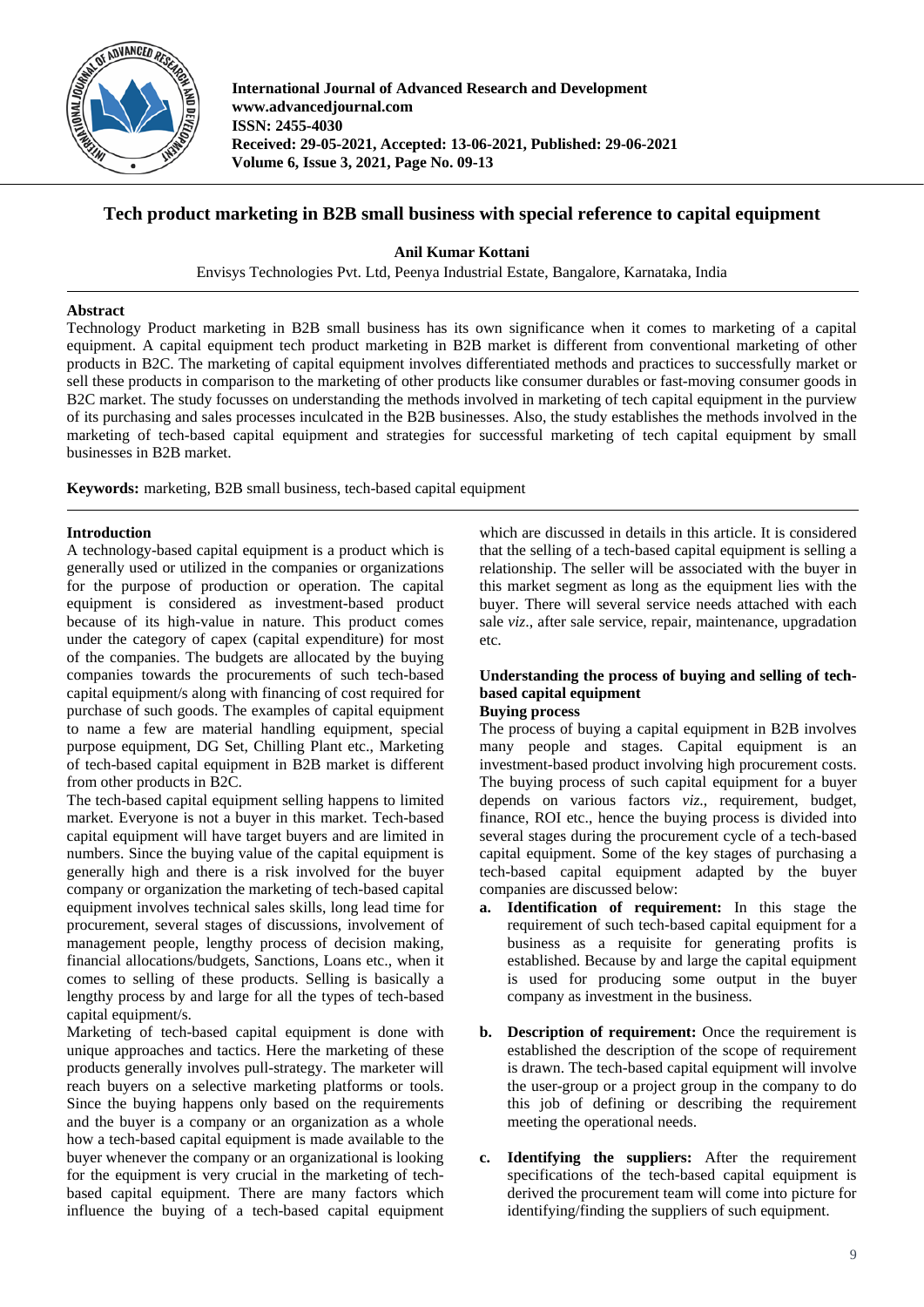# Tech product marketing in B2B small business with special reference to capital equipment

**Anil Kumar Kottani**

Envisys Technologies Pvt. Ltd, Peenya Industrial Estate, Bangalore, Karnataka, India

## Abstract

Technology Product marketing in B2B small business has its own significance when it comes to marketing of a capital equipment. A capital equipment tech product marketing in B2B market is different from conventional marketing of other products in B2C. The marketing of capital equipment involves differentiated methods and practices to successfully market or sell these products in comparison to the marketing of other products like consumer durables or fast-moving consumer goods in B2C market. The study focusses on understanding the methods involved in marketing of tech capital equipment in the purview of its purchasing and sales processes inculcated in the B2B businesses. Also, the study establishes the methods involved in the marketing of tech-based capital equipment and strategies for successful marketing of tech capital equipment by small businesses in B2B market.

**Keywords:** marketing, B2B small business, tech-based capital equipment

## Introduction

A technology-based capital equipment is a product which is generally used or utilized in the companies or organizations for the purpose of production or operation. The capital equipment is considered as investment-based product because of its high-value in nature. This product comes under the category of capex (capital expenditure) for most of the companies. The budgets are allocated by the buying companies towards the procurements of such tech-based capital equipment/s along with financing of cost required for purchase of such goods. The examples of capital equipment to name a few are material handling equipment, special purpose equipment, DG Set, Chilling Plant etc., Marketing of tech-based capital equipment in B2B market is different from other products in B2C.

The tech-based capital equipment selling happens to limited market. Everyone is not a buyer in this market. Tech-based capital equipment will have target buyers and are limited in numbers. Since the buying value of the capital equipment is generally high and there is a risk involved for the buyer company or organization the marketing of tech-based capital equipment involves technical sales skills, long lead time for procurement, several stages of discussions, involvement of management people, lengthy process of decision making, financial allocations/budgets, Sanctions, Loans etc., when it comes to selling of these products. Selling is basically a lengthy process by and large for all the types of tech-based capital equipment/s.

Marketing of tech-based capital equipment is done with unique approaches and tactics. Here the marketing of these products generally involves pull-strategy. The marketer will reach buyers on a selective marketing platforms or tools. Since the buying happens only based on the requirements and the buyer is a company or an organization as a whole how a tech-based capital equipment is made available to the buyer whenever the company or an organizational is looking for the equipment is very crucial in the marketing of tech-based capital equipment. There are many factors which influence the buying of a tech-based capital equipment which are discussed in details in this article. It is considered that the selling of a tech-based capital equipment is selling a relationship. The seller will be associated with the buyer in this market segment as long as the equipment lies with the buyer. There will several service needs attached with each sale *viz*., after sale service, repair, maintenance, upgradation etc.

## Understanding the process of buying and selling of tech-based capital equipment

### Buying process

The process of buying a capital equipment in B2B involves many people and stages. Capital equipment is an investment-based product involving high procurement costs. The buying process of such capital equipment for a buyer depends on various factors *viz*., requirement, budget, finance, ROI etc., hence the buying process is divided into several stages during the procurement cycle of a tech-based capital equipment. Some of the key stages of purchasing a tech-based capital equipment adapted by the buyer companies are discussed below:

a. **Identification of requirement:** In this stage the requirement of such tech-based capital equipment for a business as a requisite for generating profits is established. Because by and large the capital equipment is used for producing some output in the buyer company as investment in the business.

b. **Description of requirement:** Once the requirement is established the description of the scope of requirement is drawn. The tech-based capital equipment will involve the user-group or a project group in the company to do this job of defining or describing the requirement meeting the operational needs.

c. **Identifying the suppliers:** After the requirement specifications of the tech-based capital equipment is derived the procurement team will come into picture for identifying/finding the suppliers of such equipment.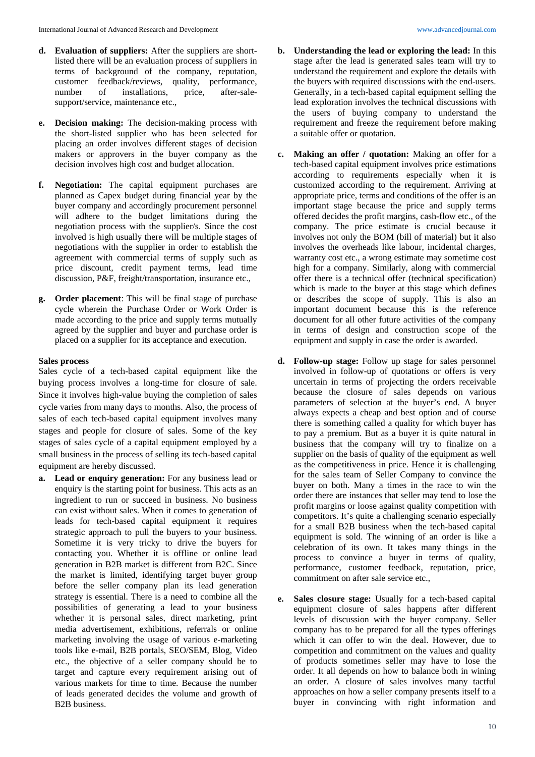d. **Evaluation of suppliers:** After the suppliers are short-listed there will be an evaluation process of suppliers in terms of background of the company, reputation, customer feedback/reviews, quality, performance, number of installations, price, after-sale-support/service, maintenance etc.,

e. **Decision making:** The decision-making process with the short-listed supplier who has been selected for placing an order involves different stages of decision makers or approvers in the buyer company as the decision involves high cost and budget allocation.

f. **Negotiation:** The capital equipment purchases are planned as Capex budget during financial year by the buyer company and accordingly procurement personnel will adhere to the budget limitations during the negotiation process with the supplier/s. Since the cost involved is high usually there will be multiple stages of negotiations with the supplier in order to establish the agreement with commercial terms of supply such as price discount, credit payment terms, lead time discussion, P&F, freight/transportation, insurance etc.,

g. **Order placement**: This will be final stage of purchase cycle wherein the Purchase Order or Work Order is made according to the price and supply terms mutually agreed by the supplier and buyer and purchase order is placed on a supplier for its acceptance and execution.

**Sales process**

Sales cycle of a tech-based capital equipment like the buying process involves a long-time for closure of sale. Since it involves high-value buying the completion of sales cycle varies from many days to months. Also, the process of sales of each tech-based capital equipment involves many stages and people for closure of sales. Some of the key stages of sales cycle of a capital equipment employed by a small business in the process of selling its tech-based capital equipment are hereby discussed.

a. **Lead or enquiry generation:** For any business lead or enquiry is the starting point for business. This acts as an ingredient to run or succeed in business. No business can exist without sales. When it comes to generation of leads for tech-based capital equipment it requires strategic approach to pull the buyers to your business. Sometime it is very tricky to drive the buyers for contacting you. Whether it is offline or online lead generation in B2B market is different from B2C. Since the market is limited, identifying target buyer group before the seller company plan its lead generation strategy is essential. There is a need to combine all the possibilities of generating a lead to your business whether it is personal sales, direct marketing, print media advertisement, exhibitions, referrals or online marketing involving the usage of various e-marketing tools like e-mail, B2B portals, SEO/SEM, Blog, Video etc., the objective of a seller company should be to target and capture every requirement arising out of various markets for time to time. Because the number of leads generated decides the volume and growth of B2B business.

b. **Understanding the lead or exploring the lead:** In this stage after the lead is generated sales team will try to understand the requirement and explore the details with the buyers with required discussions with the end-users. Generally, in a tech-based capital equipment selling the lead exploration involves the technical discussions with the users of buying company to understand the requirement and freeze the requirement before making a suitable offer or quotation.

c. **Making an offer / quotation:** Making an offer for a tech-based capital equipment involves price estimations according to requirements especially when it is customized according to the requirement. Arriving at appropriate price, terms and conditions of the offer is an important stage because the price and supply terms offered decides the profit margins, cash-flow etc., of the company. The price estimate is crucial because it involves not only the BOM (bill of material) but it also involves the overheads like labour, incidental charges, warranty cost etc., a wrong estimate may sometime cost high for a company. Similarly, along with commercial offer there is a technical offer (technical specification) which is made to the buyer at this stage which defines or describes the scope of supply. This is also an important document because this is the reference document for all other future activities of the company in terms of design and construction scope of the equipment and supply in case the order is awarded.

d. **Follow-up stage:** Follow up stage for sales personnel involved in follow-up of quotations or offers is very uncertain in terms of projecting the orders receivable because the closure of sales depends on various parameters of selection at the buyer's end. A buyer always expects a cheap and best option and of course there is something called a quality for which buyer has to pay a premium. But as a buyer it is quite natural in business that the company will try to finalize on a supplier on the basis of quality of the equipment as well as the competitiveness in price. Hence it is challenging for the sales team of Seller Company to convince the buyer on both. Many a times in the race to win the order there are instances that seller may tend to lose the profit margins or loose against quality competition with competitors. It's quite a challenging scenario especially for a small B2B business when the tech-based capital equipment is sold. The winning of an order is like a celebration of its own. It takes many things in the process to convince a buyer in terms of quality, performance, customer feedback, reputation, price, commitment on after sale service etc.,

e. **Sales closure stage:** Usually for a tech-based capital equipment closure of sales happens after different levels of discussion with the buyer company. Seller company has to be prepared for all the types offerings which it can offer to win the deal. However, due to competition and commitment on the values and quality of products sometimes seller may have to lose the order. It all depends on how to balance both in wining an order. A closure of sales involves many tactful approaches on how a seller company presents itself to a buyer in convincing with right information and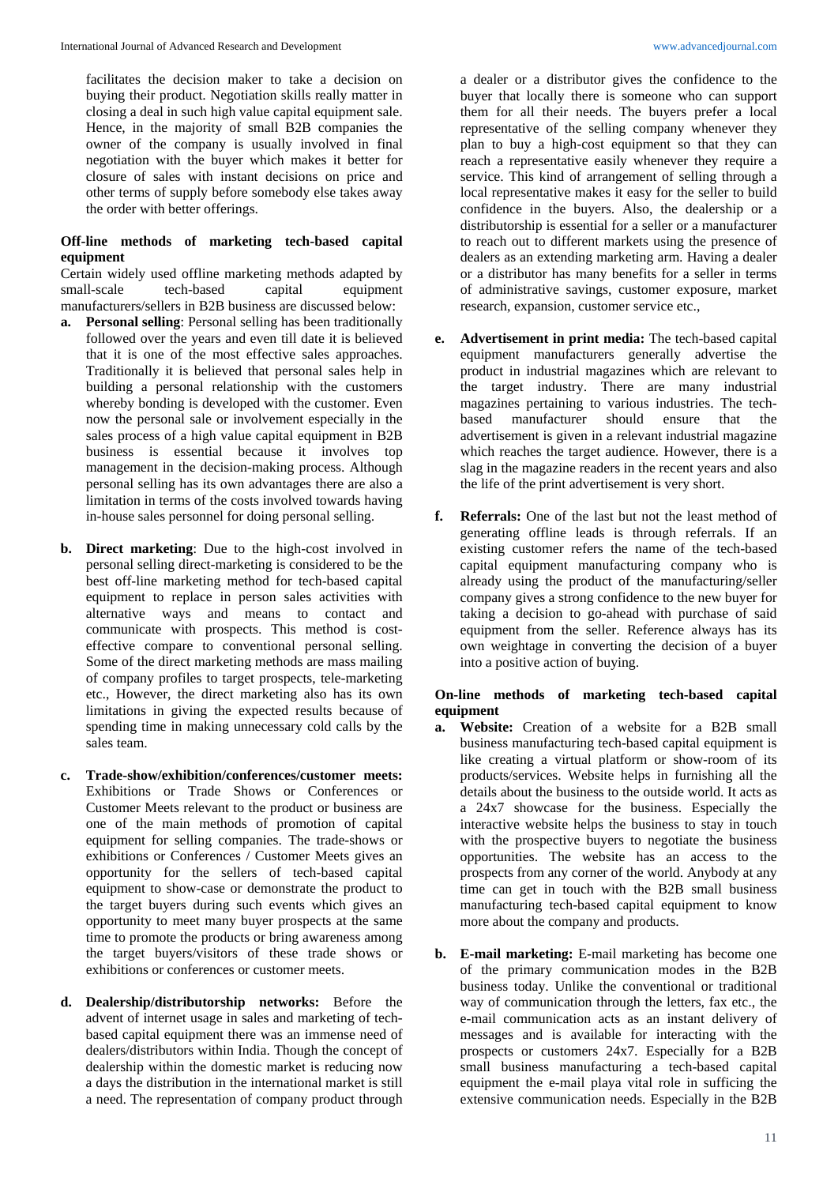facilitates the decision maker to take a decision on buying their product. Negotiation skills really matter in closing a deal in such high value capital equipment sale. Hence, in the majority of small B2B companies the owner of the company is usually involved in final negotiation with the buyer which makes it better for closure of sales with instant decisions on price and other terms of supply before somebody else takes away the order with better offerings.

**Off-line methods of marketing tech-based capital equipment**

Certain widely used offline marketing methods adapted by small-scale tech-based capital equipment manufacturers/sellers in B2B business are discussed below:

a. **Personal selling**: Personal selling has been traditionally followed over the years and even till date it is believed that it is one of the most effective sales approaches. Traditionally it is believed that personal sales help in building a personal relationship with the customers whereby bonding is developed with the customer. Even now the personal sale or involvement especially in the sales process of a high value capital equipment in B2B business is essential because it involves top management in the decision-making process. Although personal selling has its own advantages there are also a limitation in terms of the costs involved towards having in-house sales personnel for doing personal selling.

b. **Direct marketing**: Due to the high-cost involved in personal selling direct-marketing is considered to be the best off-line marketing method for tech-based capital equipment to replace in person sales activities with alternative ways and means to contact and communicate with prospects. This method is cost-effective compare to conventional personal selling. Some of the direct marketing methods are mass mailing of company profiles to target prospects, tele-marketing etc., However, the direct marketing also has its own limitations in giving the expected results because of spending time in making unnecessary cold calls by the sales team.

c. **Trade-show/exhibition/conferences/customer meets:** Exhibitions or Trade Shows or Conferences or Customer Meets relevant to the product or business are one of the main methods of promotion of capital equipment for selling companies. The trade-shows or exhibitions or Conferences / Customer Meets gives an opportunity for the sellers of tech-based capital equipment to show-case or demonstrate the product to the target buyers during such events which gives an opportunity to meet many buyer prospects at the same time to promote the products or bring awareness among the target buyers/visitors of these trade shows or exhibitions or conferences or customer meets.

d. **Dealership/distributorship networks:** Before the advent of internet usage in sales and marketing of tech-based capital equipment there was an immense need of dealers/distributors within India. Though the concept of dealership within the domestic market is reducing now a days the distribution in the international market is still a need. The representation of company product through a dealer or a distributor gives the confidence to the buyer that locally there is someone who can support them for all their needs. The buyers prefer a local representative of the selling company whenever they plan to buy a high-cost equipment so that they can reach a representative easily whenever they require a service. This kind of arrangement of selling through a local representative makes it easy for the seller to build confidence in the buyers. Also, the dealership or a distributorship is essential for a seller or a manufacturer to reach out to different markets using the presence of dealers as an extending marketing arm. Having a dealer or a distributor has many benefits for a seller in terms of administrative savings, customer exposure, market research, expansion, customer service etc.,

e. **Advertisement in print media:** The tech-based capital equipment manufacturers generally advertise the product in industrial magazines which are relevant to the target industry. There are many industrial magazines pertaining to various industries. The tech-based manufacturer should ensure that the advertisement is given in a relevant industrial magazine which reaches the target audience. However, there is a slag in the magazine readers in the recent years and also the life of the print advertisement is very short.

f. **Referrals:** One of the last but not the least method of generating offline leads is through referrals. If an existing customer refers the name of the tech-based capital equipment manufacturing company who is already using the product of the manufacturing/seller company gives a strong confidence to the new buyer for taking a decision to go-ahead with purchase of said equipment from the seller. Reference always has its own weightage in converting the decision of a buyer into a positive action of buying.

**On-line methods of marketing tech-based capital equipment**

a. **Website:** Creation of a website for a B2B small business manufacturing tech-based capital equipment is like creating a virtual platform or show-room of its products/services. Website helps in furnishing all the details about the business to the outside world. It acts as a 24x7 showcase for the business. Especially the interactive website helps the business to stay in touch with the prospective buyers to negotiate the business opportunities. The website has an access to the prospects from any corner of the world. Anybody at any time can get in touch with the B2B small business manufacturing tech-based capital equipment to know more about the company and products.

b. **E-mail marketing:** E-mail marketing has become one of the primary communication modes in the B2B business today. Unlike the conventional or traditional way of communication through the letters, fax etc., the e-mail communication acts as an instant delivery of messages and is available for interacting with the prospects or customers 24x7. Especially for a B2B small business manufacturing a tech-based capital equipment the e-mail playa vital role in sufficing the extensive communication needs. Especially in the B2B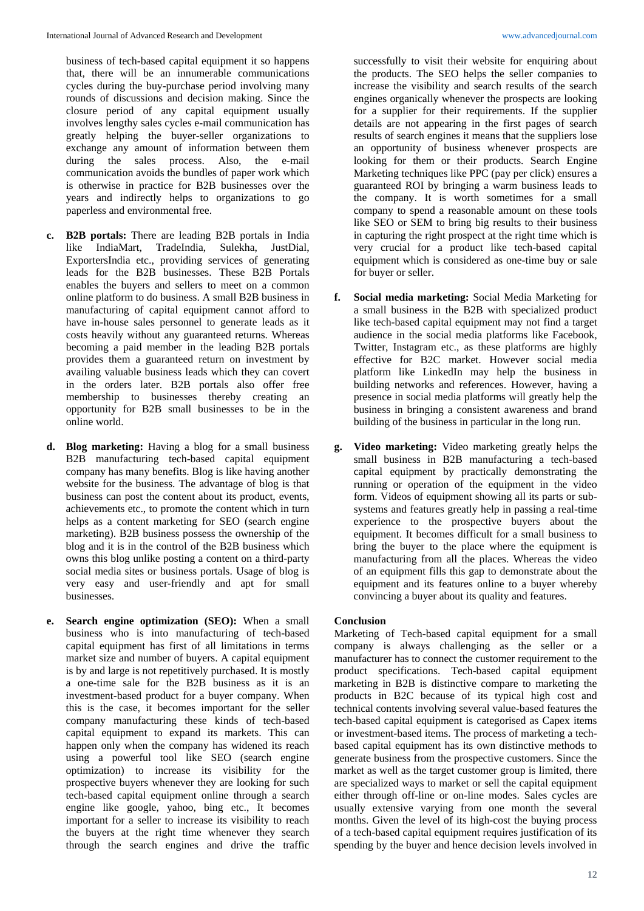business of tech-based capital equipment it so happens that, there will be an innumerable communications cycles during the buy-purchase period involving many rounds of discussions and decision making. Since the closure period of any capital equipment usually involves lengthy sales cycles e-mail communication has greatly helping the buyer-seller organizations to exchange any amount of information between them during the sales process. Also, the e-mail communication avoids the bundles of paper work which is otherwise in practice for B2B businesses over the years and indirectly helps to organizations to go paperless and environmental free.

c. **B2B portals:** There are leading B2B portals in India like IndiaMart, TradeIndia, Sulekha, JustDial, ExportersIndia etc., providing services of generating leads for the B2B businesses. These B2B Portals enables the buyers and sellers to meet on a common online platform to do business. A small B2B business in manufacturing of capital equipment cannot afford to have in-house sales personnel to generate leads as it costs heavily without any guaranteed returns. Whereas becoming a paid member in the leading B2B portals provides them a guaranteed return on investment by availing valuable business leads which they can covert in the orders later. B2B portals also offer free membership to businesses thereby creating an opportunity for B2B small businesses to be in the online world.

d. **Blog marketing:** Having a blog for a small business B2B manufacturing tech-based capital equipment company has many benefits. Blog is like having another website for the business. The advantage of blog is that business can post the content about its product, events, achievements etc., to promote the content which in turn helps as a content marketing for SEO (search engine marketing). B2B business possess the ownership of the blog and it is in the control of the B2B business which owns this blog unlike posting a content on a third-party social media sites or business portals. Usage of blog is very easy and user-friendly and apt for small businesses.

e. **Search engine optimization (SEO):** When a small business who is into manufacturing of tech-based capital equipment has first of all limitations in terms market size and number of buyers. A capital equipment is by and large is not repetitively purchased. It is mostly a one-time sale for the B2B business as it is an investment-based product for a buyer company. When this is the case, it becomes important for the seller company manufacturing these kinds of tech-based capital equipment to expand its markets. This can happen only when the company has widened its reach using a powerful tool like SEO (search engine optimization) to increase its visibility for the prospective buyers whenever they are looking for such tech-based capital equipment online through a search engine like google, yahoo, bing etc., It becomes important for a seller to increase its visibility to reach the buyers at the right time whenever they search through the search engines and drive the traffic successfully to visit their website for enquiring about the products. The SEO helps the seller companies to increase the visibility and search results of the search engines organically whenever the prospects are looking for a supplier for their requirements. If the supplier details are not appearing in the first pages of search results of search engines it means that the suppliers lose an opportunity of business whenever prospects are looking for them or their products. Search Engine Marketing techniques like PPC (pay per click) ensures a guaranteed ROI by bringing a warm business leads to the company. It is worth sometimes for a small company to spend a reasonable amount on these tools like SEO or SEM to bring big results to their business in capturing the right prospect at the right time which is very crucial for a product like tech-based capital equipment which is considered as one-time buy or sale for buyer or seller.

f. **Social media marketing:** Social Media Marketing for a small business in the B2B with specialized product like tech-based capital equipment may not find a target audience in the social media platforms like Facebook, Twitter, Instagram etc., as these platforms are highly effective for B2C market. However social media platform like LinkedIn may help the business in building networks and references. However, having a presence in social media platforms will greatly help the business in bringing a consistent awareness and brand building of the business in particular in the long run.

g. **Video marketing:** Video marketing greatly helps the small business in B2B manufacturing a tech-based capital equipment by practically demonstrating the running or operation of the equipment in the video form. Videos of equipment showing all its parts or sub-systems and features greatly help in passing a real-time experience to the prospective buyers about the equipment. It becomes difficult for a small business to bring the buyer to the place where the equipment is manufacturing from all the places. Whereas the video of an equipment fills this gap to demonstrate about the equipment and its features online to a buyer whereby convincing a buyer about its quality and features.

## Conclusion

Marketing of Tech-based capital equipment for a small company is always challenging as the seller or a manufacturer has to connect the customer requirement to the product specifications. Tech-based capital equipment marketing in B2B is distinctive compare to marketing the products in B2C because of its typical high cost and technical contents involving several value-based features the tech-based capital equipment is categorised as Capex items or investment-based items. The process of marketing a tech-based capital equipment has its own distinctive methods to generate business from the prospective customers. Since the market as well as the target customer group is limited, there are specialized ways to market or sell the capital equipment either through off-line or on-line modes. Sales cycles are usually extensive varying from one month the several months. Given the level of its high-cost the buying process of a tech-based capital equipment requires justification of its spending by the buyer and hence decision levels involved in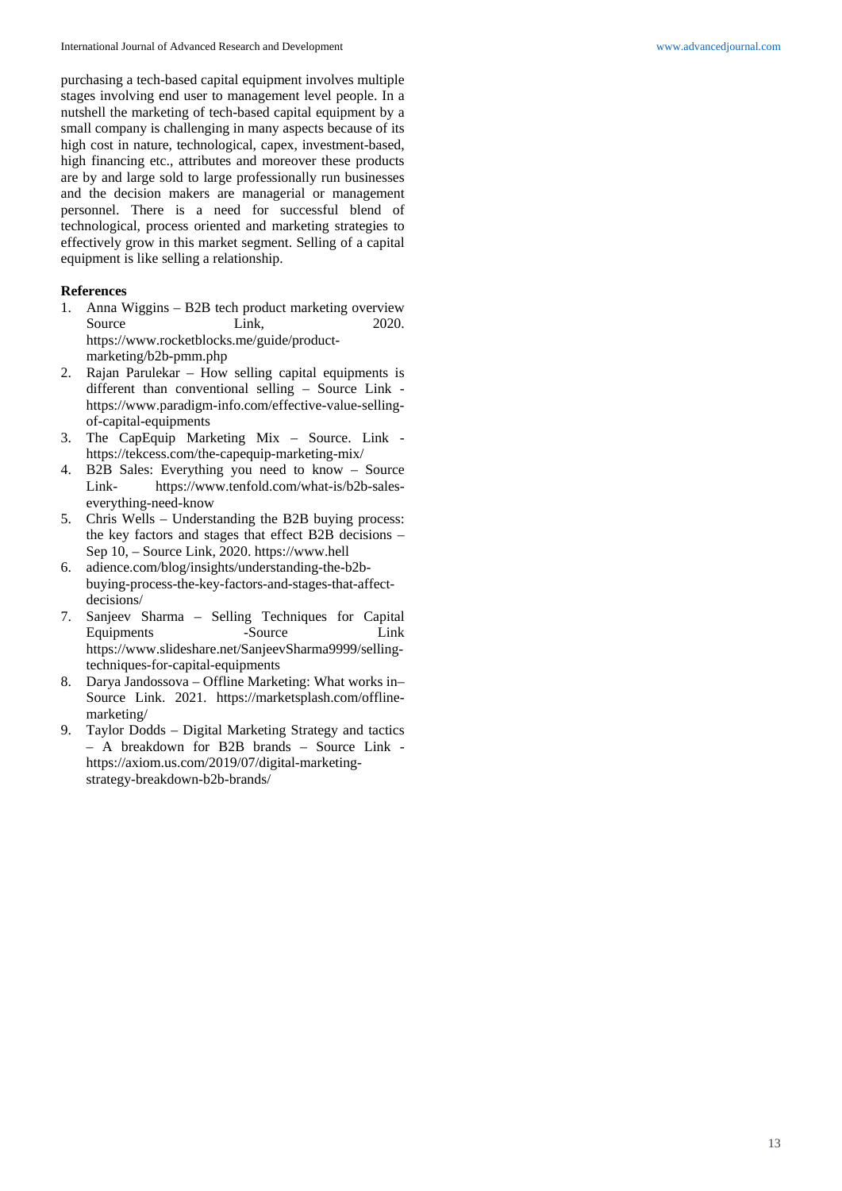purchasing a tech-based capital equipment involves multiple stages involving end user to management level people. In a nutshell the marketing of tech-based capital equipment by a small company is challenging in many aspects because of its high cost in nature, technological, capex, investment-based, high financing etc., attributes and moreover these products are by and large sold to large professionally run businesses and the decision makers are managerial or management personnel. There is a need for successful blend of technological, process oriented and marketing strategies to effectively grow in this market segment. Selling of a capital equipment is like selling a relationship.

## References

1. Anna Wiggins – B2B tech product marketing overview Source Link, 2020. https://www.rocketblocks.me/guide/product-marketing/b2b-pmm.php
2. Rajan Parulekar – How selling capital equipments is different than conventional selling – Source Link - https://www.paradigm-info.com/effective-value-selling-of-capital-equipments
3. The CapEquip Marketing Mix – Source. Link - https://tekcess.com/the-capequip-marketing-mix/
4. B2B Sales: Everything you need to know – Source Link- https://www.tenfold.com/what-is/b2b-sales-everything-need-know
5. Chris Wells – Understanding the B2B buying process: the key factors and stages that effect B2B decisions – Sep 10, – Source Link, 2020. https://www.hell
6. adience.com/blog/insights/understanding-the-b2b-buying-process-the-key-factors-and-stages-that-affect-decisions/
7. Sanjeev Sharma – Selling Techniques for Capital Equipments -Source Link https://www.slideshare.net/SanjeevSharma9999/selling-techniques-for-capital-equipments
8. Darya Jandossova – Offline Marketing: What works in– Source Link. 2021. https://marketsplash.com/offline-marketing/
9. Taylor Dodds – Digital Marketing Strategy and tactics – A breakdown for B2B brands – Source Link - https://axiom.us.com/2019/07/digital-marketing-strategy-breakdown-b2b-brands/